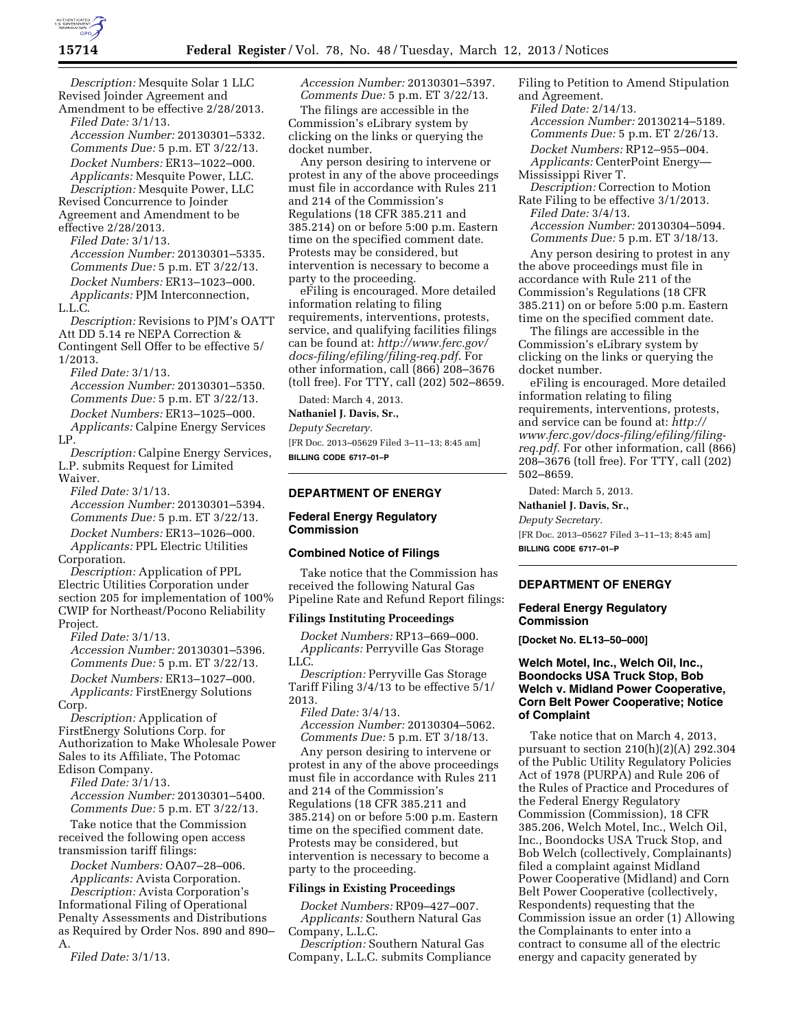*Description:* Mesquite Solar 1 LLC Revised Joinder Agreement and Amendment to be effective 2/28/2013.

*Filed Date:* 3/1/13.

*Accession Number:* 20130301–5332.

*Comments Due:* 5 p.m. ET 3/22/13.

*Docket Numbers:* ER13–1022–000.

*Applicants:* Mesquite Power, LLC.

*Description:* Mesquite Power, LLC Revised Concurrence to Joinder Agreement and Amendment to be effective 2/28/2013.

*Filed Date:* 3/1/13.

*Accession Number:* 20130301–5335.

*Comments Due:* 5 p.m. ET 3/22/13.

*Docket Numbers:* ER13–1023–000.

*Applicants:* PJM Interconnection, L.L.C.

*Description:* Revisions to PJM's OATT Att DD 5.14 re NEPA Correction & Contingent Sell Offer to be effective 5/1/2013.

*Filed Date:* 3/1/13.

*Accession Number:* 20130301–5350.

*Comments Due:* 5 p.m. ET 3/22/13.

*Docket Numbers:* ER13–1025–000.

*Applicants:* Calpine Energy Services LP.

*Description:* Calpine Energy Services, L.P. submits Request for Limited Waiver.

*Filed Date:* 3/1/13.

*Accession Number:* 20130301–5394.

*Comments Due:* 5 p.m. ET 3/22/13.

*Docket Numbers:* ER13–1026–000.

*Applicants:* PPL Electric Utilities Corporation.

*Description:* Application of PPL Electric Utilities Corporation under section 205 for implementation of 100% CWIP for Northeast/Pocono Reliability Project.

*Filed Date:* 3/1/13.

*Accession Number:* 20130301–5396.

*Comments Due:* 5 p.m. ET 3/22/13.

*Docket Numbers:* ER13–1027–000.

*Applicants:* FirstEnergy Solutions Corp.

*Description:* Application of FirstEnergy Solutions Corp. for Authorization to Make Wholesale Power Sales to its Affiliate, The Potomac Edison Company.

*Filed Date:* 3/1/13.

*Accession Number:* 20130301–5400.

*Comments Due:* 5 p.m. ET 3/22/13.

Take notice that the Commission received the following open access transmission tariff filings:

*Docket Numbers:* OA07–28–006.

*Applicants:* Avista Corporation.

*Description:* Avista Corporation's Informational Filing of Operational Penalty Assessments and Distributions as Required by Order Nos. 890 and 890–A.

*Filed Date:* 3/1/13.

*Accession Number:* 20130301–5397.

*Comments Due:* 5 p.m. ET 3/22/13.

The filings are accessible in the Commission's eLibrary system by clicking on the links or querying the docket number.

Any person desiring to intervene or protest in any of the above proceedings must file in accordance with Rules 211 and 214 of the Commission's Regulations (18 CFR 385.211 and 385.214) on or before 5:00 p.m. Eastern time on the specified comment date. Protests may be considered, but intervention is necessary to become a party to the proceeding.

eFiling is encouraged. More detailed information relating to filing requirements, interventions, protests, service, and qualifying facilities filings can be found at: *http://www.ferc.gov/docs-filing/efiling/filing-req.pdf.* For other information, call (866) 208–3676 (toll free). For TTY, call (202) 502–8659.

Dated: March 4, 2013.

**Nathaniel J. Davis, Sr.,**

*Deputy Secretary.*

[FR Doc. 2013–05629 Filed 3–11–13; 8:45 am]

**BILLING CODE 6717–01–P**

## DEPARTMENT OF ENERGY

### Federal Energy Regulatory Commission

### Combined Notice of Filings

Take notice that the Commission has received the following Natural Gas Pipeline Rate and Refund Report filings:

### Filings Instituting Proceedings

*Docket Numbers:* RP13–669–000.

*Applicants:* Perryville Gas Storage LLC.

*Description:* Perryville Gas Storage Tariff Filing 3/4/13 to be effective 5/1/2013.

*Filed Date:* 3/4/13.

*Accession Number:* 20130304–5062.

*Comments Due:* 5 p.m. ET 3/18/13.

Any person desiring to intervene or protest in any of the above proceedings must file in accordance with Rules 211 and 214 of the Commission's Regulations (18 CFR 385.211 and 385.214) on or before 5:00 p.m. Eastern time on the specified comment date. Protests may be considered, but intervention is necessary to become a party to the proceeding.

### Filings in Existing Proceedings

*Docket Numbers:* RP09–427–007.

*Applicants:* Southern Natural Gas Company, L.L.C.

*Description:* Southern Natural Gas Company, L.L.C. submits Compliance Filing to Petition to Amend Stipulation and Agreement.

*Filed Date:* 2/14/13.

*Accession Number:* 20130214–5189.

*Comments Due:* 5 p.m. ET 2/26/13.

*Docket Numbers:* RP12–955–004.

*Applicants:* CenterPoint Energy—Mississippi River T.

*Description:* Correction to Motion Rate Filing to be effective 3/1/2013.

*Filed Date:* 3/4/13.

*Accession Number:* 20130304–5094.

*Comments Due:* 5 p.m. ET 3/18/13.

Any person desiring to protest in any the above proceedings must file in accordance with Rule 211 of the Commission's Regulations (18 CFR 385.211) on or before 5:00 p.m. Eastern time on the specified comment date.

The filings are accessible in the Commission's eLibrary system by clicking on the links or querying the docket number.

eFiling is encouraged. More detailed information relating to filing requirements, interventions, protests, and service can be found at: *http://www.ferc.gov/docs-filing/efiling/filing-req.pdf.* For other information, call (866) 208–3676 (toll free). For TTY, call (202) 502–8659.

Dated: March 5, 2013.

**Nathaniel J. Davis, Sr.,**

*Deputy Secretary.*

[FR Doc. 2013–05627 Filed 3–11–13; 8:45 am]

**BILLING CODE 6717–01–P**

## DEPARTMENT OF ENERGY

### Federal Energy Regulatory Commission

**[Docket No. EL13–50–000]**

### Welch Motel, Inc., Welch Oil, Inc., Boondocks USA Truck Stop, Bob Welch v. Midland Power Cooperative, Corn Belt Power Cooperative; Notice of Complaint

Take notice that on March 4, 2013, pursuant to section 210(h)(2)(A) 292.304 of the Public Utility Regulatory Policies Act of 1978 (PURPA) and Rule 206 of the Rules of Practice and Procedures of the Federal Energy Regulatory Commission (Commission), 18 CFR 385.206, Welch Motel, Inc., Welch Oil, Inc., Boondocks USA Truck Stop, and Bob Welch (collectively, Complainants) filed a complaint against Midland Power Cooperative (Midland) and Corn Belt Power Cooperative (collectively, Respondents) requesting that the Commission issue an order (1) Allowing the Complainants to enter into a contract to consume all of the electric energy and capacity generated by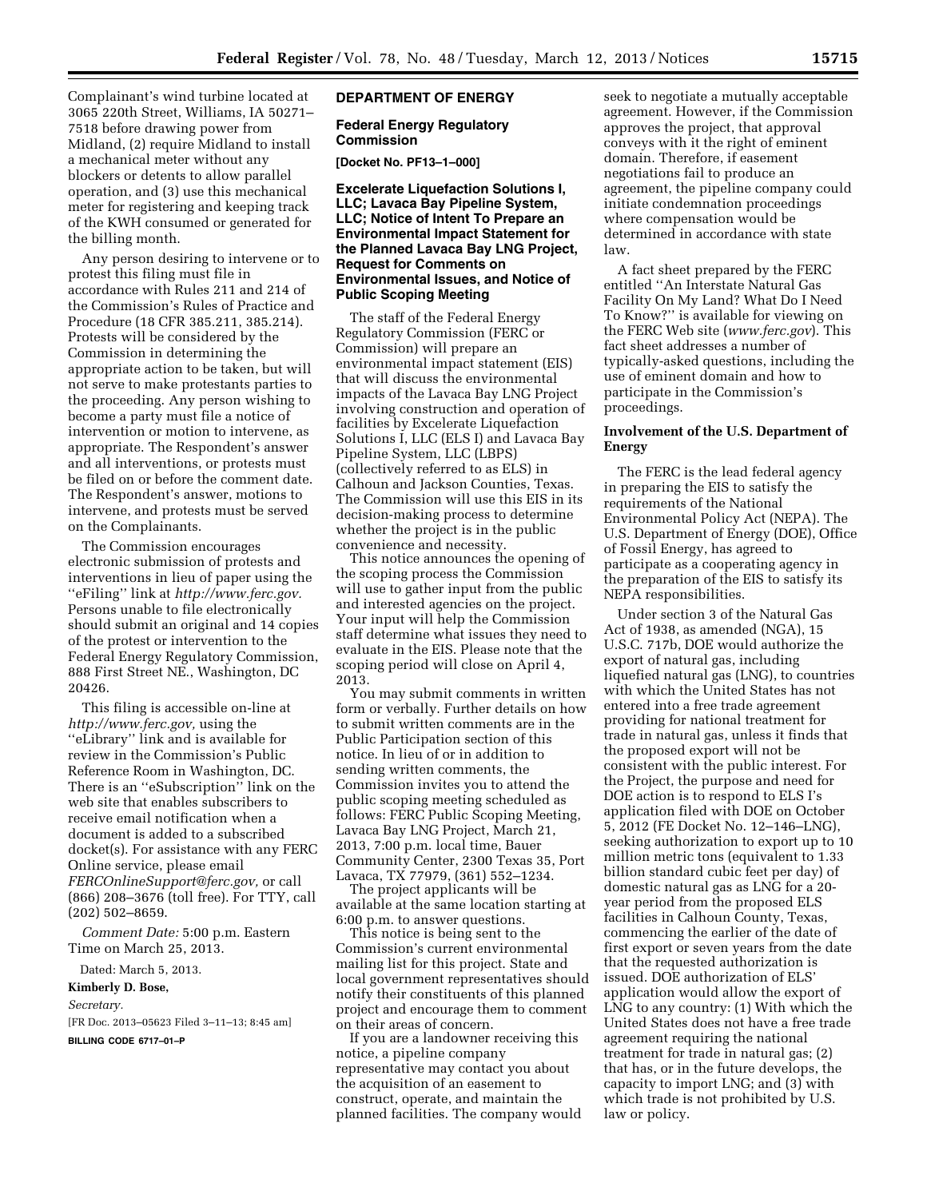Complainant's wind turbine located at 3065 220th Street, Williams, IA 50271–7518 before drawing power from Midland, (2) require Midland to install a mechanical meter without any blockers or detents to allow parallel operation, and (3) use this mechanical meter for registering and keeping track of the KWH consumed or generated for the billing month.

Any person desiring to intervene or to protest this filing must file in accordance with Rules 211 and 214 of the Commission's Rules of Practice and Procedure (18 CFR 385.211, 385.214). Protests will be considered by the Commission in determining the appropriate action to be taken, but will not serve to make protestants parties to the proceeding. Any person wishing to become a party must file a notice of intervention or motion to intervene, as appropriate. The Respondent's answer and all interventions, or protests must be filed on or before the comment date. The Respondent's answer, motions to intervene, and protests must be served on the Complainants.

The Commission encourages electronic submission of protests and interventions in lieu of paper using the ''eFiling'' link at *http://www.ferc.gov.* Persons unable to file electronically should submit an original and 14 copies of the protest or intervention to the Federal Energy Regulatory Commission, 888 First Street NE., Washington, DC 20426.

This filing is accessible on-line at *http://www.ferc.gov,* using the ''eLibrary'' link and is available for review in the Commission's Public Reference Room in Washington, DC. There is an ''eSubscription'' link on the web site that enables subscribers to receive email notification when a document is added to a subscribed docket(s). For assistance with any FERC Online service, please email *FERCOnlineSupport@ferc.gov,* or call (866) 208–3676 (toll free). For TTY, call (202) 502–8659.

*Comment Date:* 5:00 p.m. Eastern Time on March 25, 2013.

Dated: March 5, 2013.

**Kimberly D. Bose,**

*Secretary.*

[FR Doc. 2013–05623 Filed 3–11–13; 8:45 am]

**BILLING CODE 6717–01–P**

## DEPARTMENT OF ENERGY

### Federal Energy Regulatory Commission

**[Docket No. PF13–1–000]**

### Excelerate Liquefaction Solutions I, LLC; Lavaca Bay Pipeline System, LLC; Notice of Intent To Prepare an Environmental Impact Statement for the Planned Lavaca Bay LNG Project, Request for Comments on Environmental Issues, and Notice of Public Scoping Meeting

The staff of the Federal Energy Regulatory Commission (FERC or Commission) will prepare an environmental impact statement (EIS) that will discuss the environmental impacts of the Lavaca Bay LNG Project involving construction and operation of facilities by Excelerate Liquefaction Solutions I, LLC (ELS I) and Lavaca Bay Pipeline System, LLC (LBPS) (collectively referred to as ELS) in Calhoun and Jackson Counties, Texas. The Commission will use this EIS in its decision-making process to determine whether the project is in the public convenience and necessity.

This notice announces the opening of the scoping process the Commission will use to gather input from the public and interested agencies on the project. Your input will help the Commission staff determine what issues they need to evaluate in the EIS. Please note that the scoping period will close on April 4, 2013.

You may submit comments in written form or verbally. Further details on how to submit written comments are in the Public Participation section of this notice. In lieu of or in addition to sending written comments, the Commission invites you to attend the public scoping meeting scheduled as follows: FERC Public Scoping Meeting, Lavaca Bay LNG Project, March 21, 2013, 7:00 p.m. local time, Bauer Community Center, 2300 Texas 35, Port Lavaca, TX 77979, (361) 552–1234.

The project applicants will be available at the same location starting at 6:00 p.m. to answer questions.

This notice is being sent to the Commission's current environmental mailing list for this project. State and local government representatives should notify their constituents of this planned project and encourage them to comment on their areas of concern.

If you are a landowner receiving this notice, a pipeline company representative may contact you about the acquisition of an easement to construct, operate, and maintain the planned facilities. The company would seek to negotiate a mutually acceptable agreement. However, if the Commission approves the project, that approval conveys with it the right of eminent domain. Therefore, if easement negotiations fail to produce an agreement, the pipeline company could initiate condemnation proceedings where compensation would be determined in accordance with state law.

A fact sheet prepared by the FERC entitled ''An Interstate Natural Gas Facility On My Land? What Do I Need To Know?'' is available for viewing on the FERC Web site (*www.ferc.gov*). This fact sheet addresses a number of typically-asked questions, including the use of eminent domain and how to participate in the Commission's proceedings.

### Involvement of the U.S. Department of Energy

The FERC is the lead federal agency in preparing the EIS to satisfy the requirements of the National Environmental Policy Act (NEPA). The U.S. Department of Energy (DOE), Office of Fossil Energy, has agreed to participate as a cooperating agency in the preparation of the EIS to satisfy its NEPA responsibilities.

Under section 3 of the Natural Gas Act of 1938, as amended (NGA), 15 U.S.C. 717b, DOE would authorize the export of natural gas, including liquefied natural gas (LNG), to countries with which the United States has not entered into a free trade agreement providing for national treatment for trade in natural gas, unless it finds that the proposed export will not be consistent with the public interest. For the Project, the purpose and need for DOE action is to respond to ELS I's application filed with DOE on October 5, 2012 (FE Docket No. 12–146–LNG), seeking authorization to export up to 10 million metric tons (equivalent to 1.33 billion standard cubic feet per day) of domestic natural gas as LNG for a 20-year period from the proposed ELS facilities in Calhoun County, Texas, commencing the earlier of the date of first export or seven years from the date that the requested authorization is issued. DOE authorization of ELS' application would allow the export of LNG to any country: (1) With which the United States does not have a free trade agreement requiring the national treatment for trade in natural gas; (2) that has, or in the future develops, the capacity to import LNG; and (3) with which trade is not prohibited by U.S. law or policy.